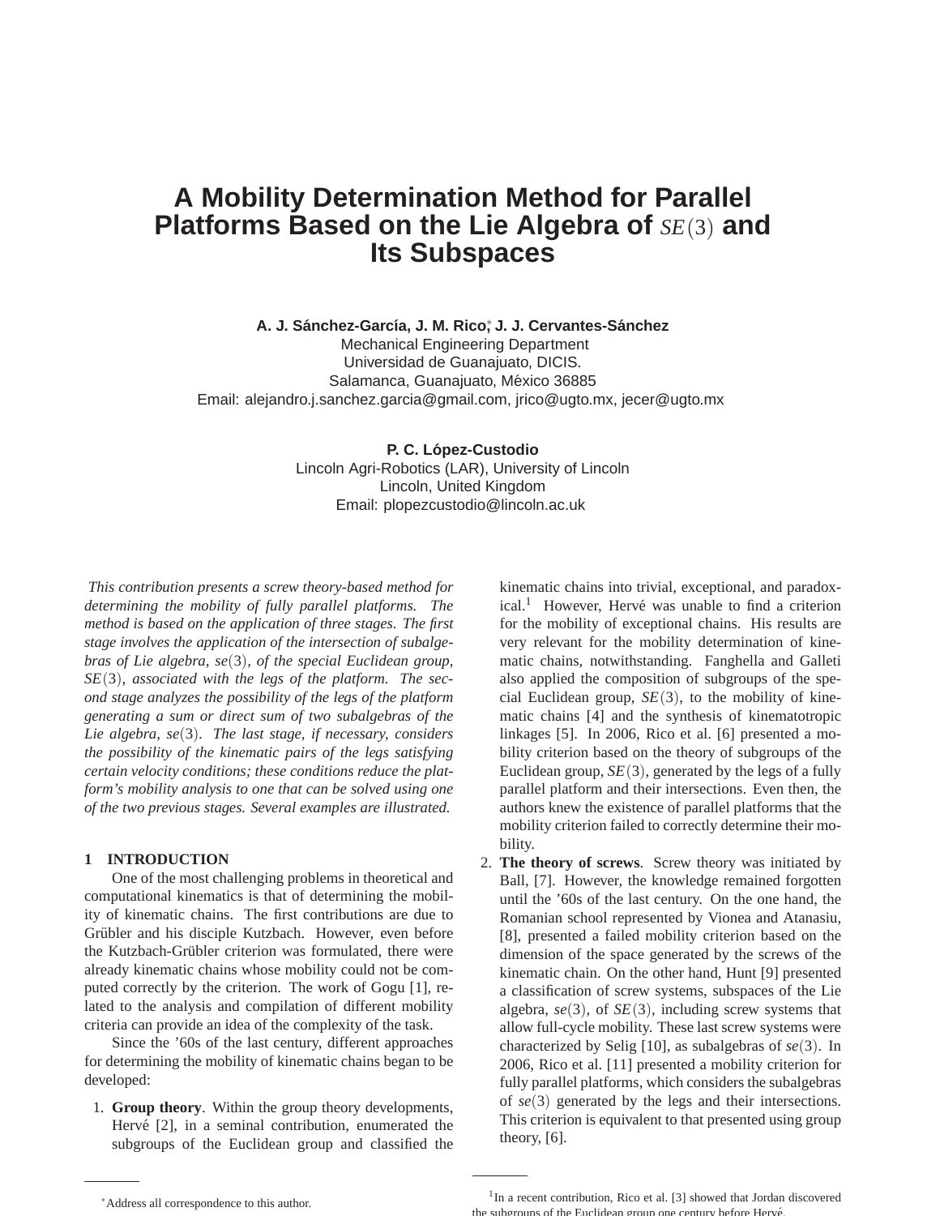# A Mobility Determination Method for Parallel Platforms Based on the Lie Algebra of $SE(3)$ and Its Subspaces

**A. J. Sánchez-García, J. M. Rico**[*]**, J. J. Cervantes-Sánchez**
Mechanical Engineering Department
Universidad de Guanajuato, DICIS.
Salamanca, Guanajuato, México 36885
Email: alejandro.j.sanchez.garcia@gmail.com, jrico@ugto.mx, jecer@ugto.mx

**P. C. López-Custodio**
Lincoln Agri-Robotics (LAR), University of Lincoln
Lincoln, United Kingdom
Email: plopezcustodio@lincoln.ac.uk

*This contribution presents a screw theory-based method for determining the mobility of fully parallel platforms. The method is based on the application of three stages. The first stage involves the application of the intersection of subalgebras of Lie algebra, $se(3)$, of the special Euclidean group, $SE(3)$, associated with the legs of the platform. The second stage analyzes the possibility of the legs of the platform generating a sum or direct sum of two subalgebras of the Lie algebra, $se(3)$. The last stage, if necessary, considers the possibility of the kinematic pairs of the legs satisfying certain velocity conditions; these conditions reduce the platform's mobility analysis to one that can be solved using one of the two previous stages. Several examples are illustrated.*

## 1 INTRODUCTION

One of the most challenging problems in theoretical and computational kinematics is that of determining the mobility of kinematic chains. The first contributions are due to Grübler and his disciple Kutzbach. However, even before the Kutzbach-Grübler criterion was formulated, there were already kinematic chains whose mobility could not be computed correctly by the criterion. The work of Gogu [1], related to the analysis and compilation of different mobility criteria can provide an idea of the complexity of the task.

Since the '60s of the last century, different approaches for determining the mobility of kinematic chains began to be developed:

1. **Group theory**. Within the group theory developments, Hervé [2], in a seminal contribution, enumerated the subgroups of the Euclidean group and classified the kinematic chains into trivial, exceptional, and paradoxical.[1] However, Hervé was unable to find a criterion for the mobility of exceptional chains. His results are very relevant for the mobility determination of kinematic chains, notwithstanding. Fanghella and Galleti also applied the composition of subgroups of the special Euclidean group, $SE(3)$, to the mobility of kinematic chains [4] and the synthesis of kinematotropic linkages [5]. In 2006, Rico et al. [6] presented a mobility criterion based on the theory of subgroups of the Euclidean group, $SE(3)$, generated by the legs of a fully parallel platform and their intersections. Even then, the authors knew the existence of parallel platforms that the mobility criterion failed to correctly determine their mobility.
2. **The theory of screws**. Screw theory was initiated by Ball, [7]. However, the knowledge remained forgotten until the '60s of the last century. On the one hand, the Romanian school represented by Vionea and Atanasiu, [8], presented a failed mobility criterion based on the dimension of the space generated by the screws of the kinematic chain. On the other hand, Hunt [9] presented a classification of screw systems, subspaces of the Lie algebra, $se(3)$, of $SE(3)$, including screw systems that allow full-cycle mobility. These last screw systems were characterized by Selig [10], as subalgebras of $se(3)$. In 2006, Rico et al. [11] presented a mobility criterion for fully parallel platforms, which considers the subalgebras of $se(3)$ generated by the legs and their intersections. This criterion is equivalent to that presented using group theory, [6].

[*]Address all correspondence to this author.

[1]In a recent contribution, Rico et al. [3] showed that Jordan discovered the subgroups of the Euclidean group one century before Hervé.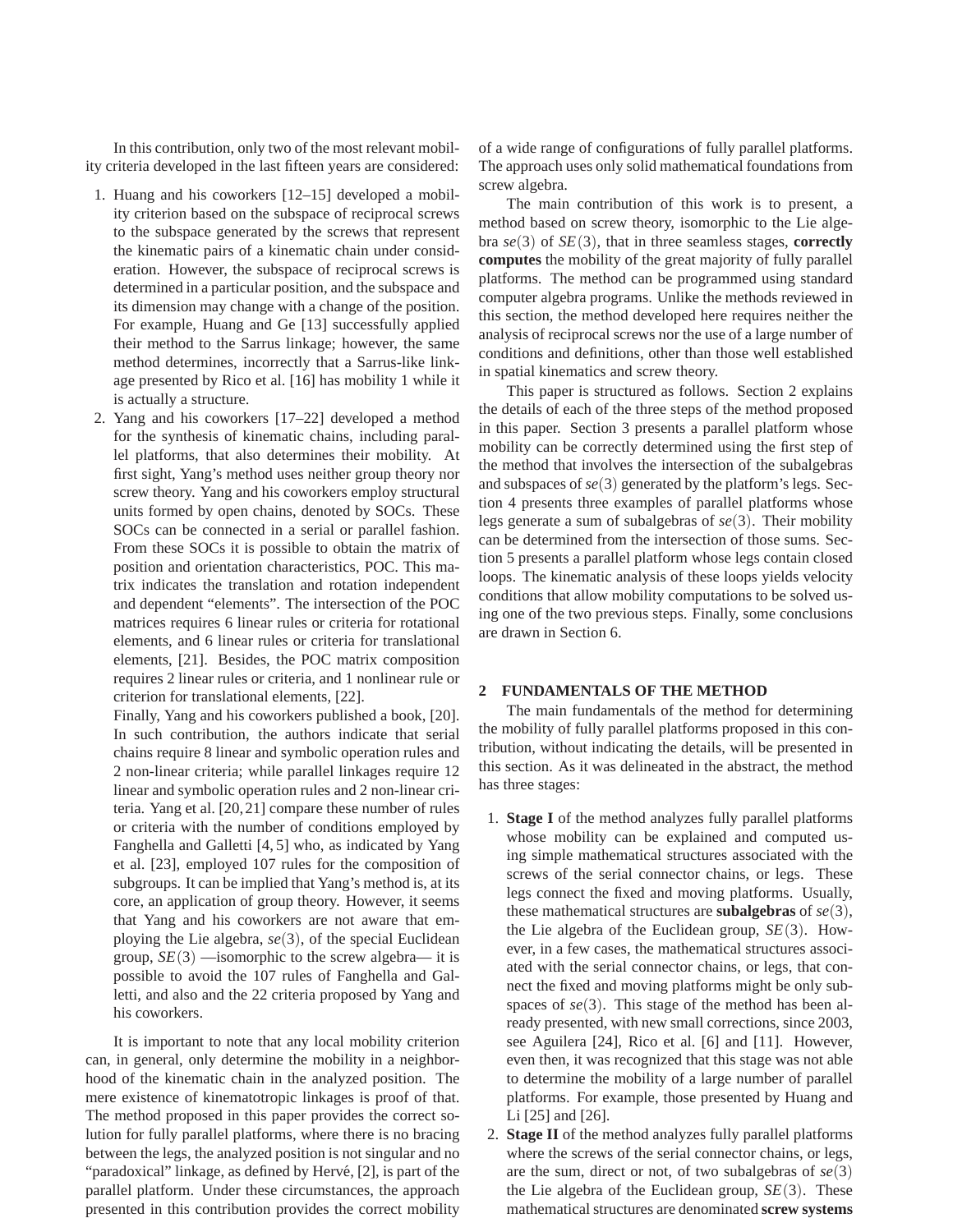In this contribution, only two of the most relevant mobility criteria developed in the last fifteen years are considered:

1. Huang and his coworkers [12–15] developed a mobility criterion based on the subspace of reciprocal screws to the subspace generated by the screws that represent the kinematic pairs of a kinematic chain under consideration. However, the subspace of reciprocal screws is determined in a particular position, and the subspace and its dimension may change with a change of the position. For example, Huang and Ge [13] successfully applied their method to the Sarrus linkage; however, the same method determines, incorrectly that a Sarrus-like linkage presented by Rico et al. [16] has mobility 1 while it is actually a structure.
2. Yang and his coworkers [17–22] developed a method for the synthesis of kinematic chains, including parallel platforms, that also determines their mobility. At first sight, Yang's method uses neither group theory nor screw theory. Yang and his coworkers employ structural units formed by open chains, denoted by SOCs. These SOCs can be connected in a serial or parallel fashion. From these SOCs it is possible to obtain the matrix of position and orientation characteristics, POC. This matrix indicates the translation and rotation independent and dependent "elements". The intersection of the POC matrices requires 6 linear rules or criteria for rotational elements, and 6 linear rules or criteria for translational elements, [21]. Besides, the POC matrix composition requires 2 linear rules or criteria, and 1 nonlinear rule or criterion for translational elements, [22].
   Finally, Yang and his coworkers published a book, [20]. In such contribution, the authors indicate that serial chains require 8 linear and symbolic operation rules and 2 non-linear criteria; while parallel linkages require 12 linear and symbolic operation rules and 2 non-linear criteria. Yang et al. [20, 21] compare these number of rules or criteria with the number of conditions employed by Fanghella and Galletti [4, 5] who, as indicated by Yang et al. [23], employed 107 rules for the composition of subgroups. It can be implied that Yang's method is, at its core, an application of group theory. However, it seems that Yang and his coworkers are not aware that employing the Lie algebra, $se(3)$, of the special Euclidean group, $SE(3)$ —isomorphic to the screw algebra— it is possible to avoid the 107 rules of Fanghella and Galletti, and also and the 22 criteria proposed by Yang and his coworkers.

It is important to note that any local mobility criterion can, in general, only determine the mobility in a neighborhood of the kinematic chain in the analyzed position. The mere existence of kinematotropic linkages is proof of that. The method proposed in this paper provides the correct solution for fully parallel platforms, where there is no bracing between the legs, the analyzed position is not singular and no "paradoxical" linkage, as defined by Hervé, [2], is part of the parallel platform. Under these circumstances, the approach presented in this contribution provides the correct mobility of a wide range of configurations of fully parallel platforms. The approach uses only solid mathematical foundations from screw algebra.

The main contribution of this work is to present, a method based on screw theory, isomorphic to the Lie algebra $se(3)$ of $SE(3)$, that in three seamless stages, **correctly computes** the mobility of the great majority of fully parallel platforms. The method can be programmed using standard computer algebra programs. Unlike the methods reviewed in this section, the method developed here requires neither the analysis of reciprocal screws nor the use of a large number of conditions and definitions, other than those well established in spatial kinematics and screw theory.

This paper is structured as follows. Section 2 explains the details of each of the three steps of the method proposed in this paper. Section 3 presents a parallel platform whose mobility can be correctly determined using the first step of the method that involves the intersection of the subalgebras and subspaces of $se(3)$ generated by the platform's legs. Section 4 presents three examples of parallel platforms whose legs generate a sum of subalgebras of $se(3)$. Their mobility can be determined from the intersection of those sums. Section 5 presents a parallel platform whose legs contain closed loops. The kinematic analysis of these loops yields velocity conditions that allow mobility computations to be solved using one of the two previous steps. Finally, some conclusions are drawn in Section 6.

## 2 FUNDAMENTALS OF THE METHOD

The main fundamentals of the method for determining the mobility of fully parallel platforms proposed in this contribution, without indicating the details, will be presented in this section. As it was delineated in the abstract, the method has three stages:

1. **Stage I** of the method analyzes fully parallel platforms whose mobility can be explained and computed using simple mathematical structures associated with the screws of the serial connector chains, or legs. These legs connect the fixed and moving platforms. Usually, these mathematical structures are **subalgebras** of $se(3)$, the Lie algebra of the Euclidean group, $SE(3)$. However, in a few cases, the mathematical structures associated with the serial connector chains, or legs, that connect the fixed and moving platforms might be only subspaces of $se(3)$. This stage of the method has been already presented, with new small corrections, since 2003, see Aguilera [24], Rico et al. [6] and [11]. However, even then, it was recognized that this stage was not able to determine the mobility of a large number of parallel platforms. For example, those presented by Huang and Li [25] and [26].
2. **Stage II** of the method analyzes fully parallel platforms where the screws of the serial connector chains, or legs, are the sum, direct or not, of two subalgebras of $se(3)$ the Lie algebra of the Euclidean group, $SE(3)$. These mathematical structures are denominated **screw systems**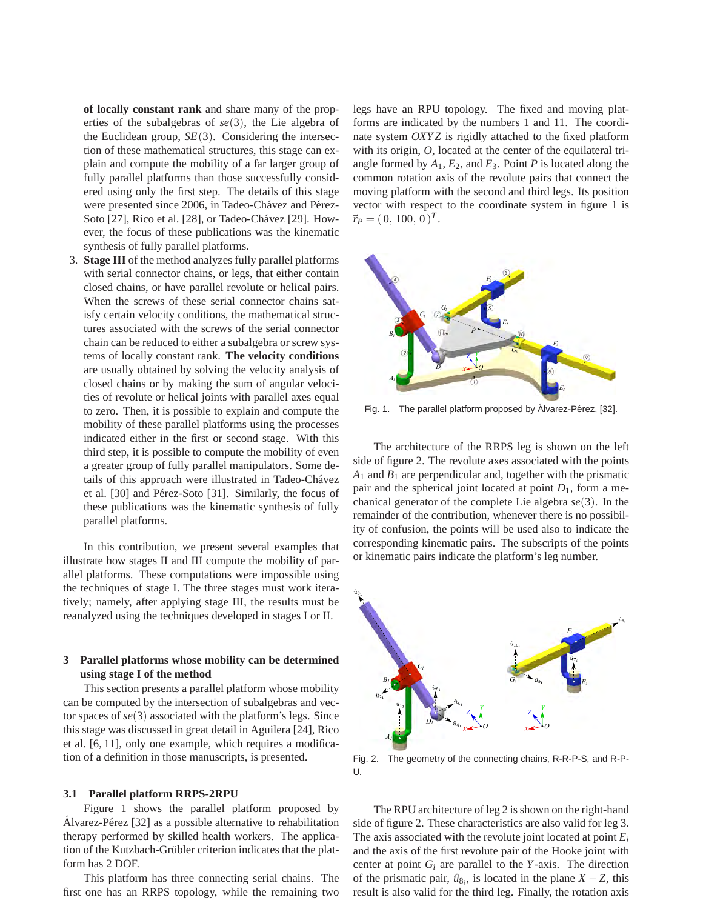**of locally constant rank** and share many of the properties of the subalgebras of $se(3)$, the Lie algebra of the Euclidean group, $SE(3)$. Considering the intersection of these mathematical structures, this stage can explain and compute the mobility of a far larger group of fully parallel platforms than those successfully considered using only the first step. The details of this stage were presented since 2006, in Tadeo-Chávez and Pérez-Soto [27], Rico et al. [28], or Tadeo-Chávez [29]. However, the focus of these publications was the kinematic synthesis of fully parallel platforms.

3. **Stage III** of the method analyzes fully parallel platforms with serial connector chains, or legs, that either contain closed chains, or have parallel revolute or helical pairs. When the screws of these serial connector chains satisfy certain velocity conditions, the mathematical structures associated with the screws of the serial connector chain can be reduced to either a subalgebra or screw systems of locally constant rank. **The velocity conditions** are usually obtained by solving the velocity analysis of closed chains or by making the sum of angular velocities of revolute or helical joints with parallel axes equal to zero. Then, it is possible to explain and compute the mobility of these parallel platforms using the processes indicated either in the first or second stage. With this third step, it is possible to compute the mobility of even a greater group of fully parallel manipulators. Some details of this approach were illustrated in Tadeo-Chávez et al. [30] and Pérez-Soto [31]. Similarly, the focus of these publications was the kinematic synthesis of fully parallel platforms.

In this contribution, we present several examples that illustrate how stages II and III compute the mobility of parallel platforms. These computations were impossible using the techniques of stage I. The three stages must work iteratively; namely, after applying stage III, the results must be reanalyzed using the techniques developed in stages I or II.

## 3 Parallel platforms whose mobility can be determined using stage I of the method

This section presents a parallel platform whose mobility can be computed by the intersection of subalgebras and vector spaces of $se(3)$ associated with the platform's legs. Since this stage was discussed in great detail in Aguilera [24], Rico et al. [6, 11], only one example, which requires a modification of a definition in those manuscripts, is presented.

### 3.1 Parallel platform RRPS-2RPU

Figure 1 shows the parallel platform proposed by Álvarez-Pérez [32] as a possible alternative to rehabilitation therapy performed by skilled health workers. The application of the Kutzbach-Grübler criterion indicates that the platform has 2 DOF.

This platform has three connecting serial chains. The first one has an RRPS topology, while the remaining two legs have an RPU topology. The fixed and moving platforms are indicated by the numbers 1 and 11. The coordinate system $OXYZ$ is rigidly attached to the fixed platform with its origin, $O$, located at the center of the equilateral triangle formed by $A_1$, $E_2$, and $E_3$. Point $P$ is located along the common rotation axis of the revolute pairs that connect the moving platform with the second and third legs. Its position vector with respect to the coordinate system in figure 1 is $\vec{r}_P = (0,\, 100,\, 0)^T$.

Fig. 1. The parallel platform proposed by Álvarez-Pérez, [32].

The architecture of the RRPS leg is shown on the left side of figure 2. The revolute axes associated with the points $A_1$ and $B_1$ are perpendicular and, together with the prismatic pair and the spherical joint located at point $D_1$, form a mechanical generator of the complete Lie algebra $se(3)$. In the remainder of the contribution, whenever there is no possibility of confusion, the points will be used also to indicate the corresponding kinematic pairs. The subscripts of the points or kinematic pairs indicate the platform's leg number.

Fig. 2. The geometry of the connecting chains, R-R-P-S, and R-P-U.

The RPU architecture of leg 2 is shown on the right-hand side of figure 2. These characteristics are also valid for leg 3. The axis associated with the revolute joint located at point $E_i$ and the axis of the first revolute pair of the Hooke joint with center at point $G_i$ are parallel to the $Y$-axis. The direction of the prismatic pair, $\hat{u}_{8_i}$, is located in the plane $X-Z$, this result is also valid for the third leg. Finally, the rotation axis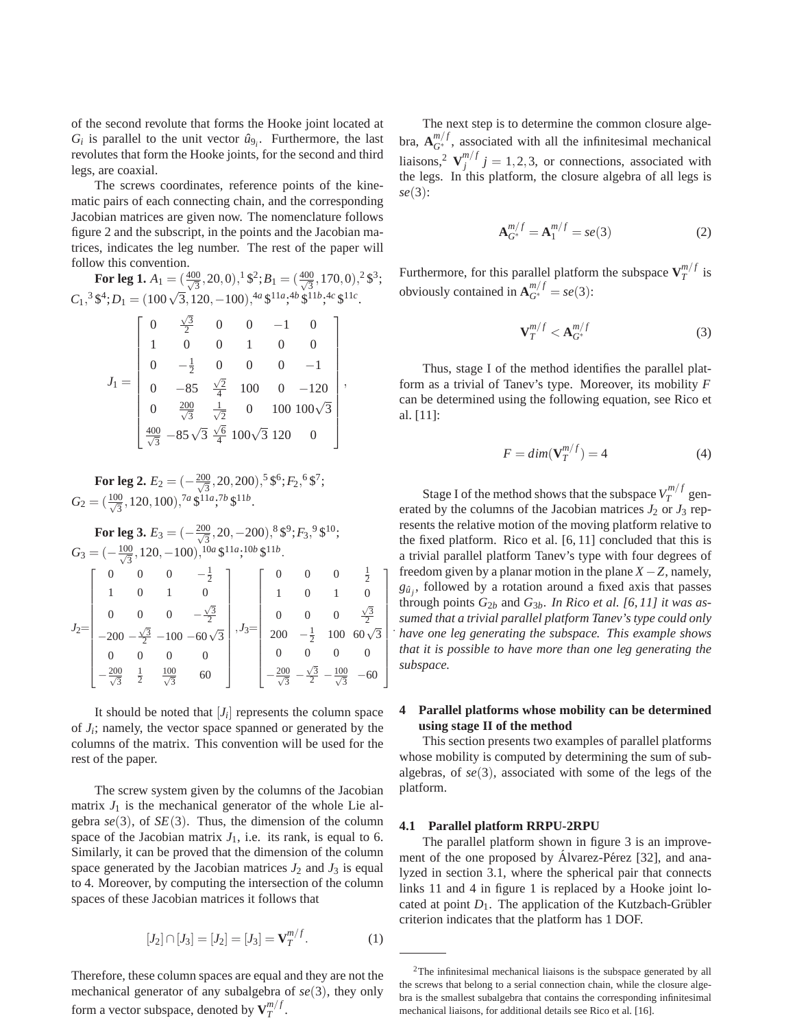of the second revolute that forms the Hooke joint located at $G_i$ is parallel to the unit vector $\hat{u}_{9_i}$. Furthermore, the last revolutes that form the Hooke joints, for the second and third legs, are coaxial.

The screws coordinates, reference points of the kinematic pairs of each connecting chain, and the corresponding Jacobian matrices are given now. The nomenclature follows figure 2 and the subscript, in the points and the Jacobian matrices, indicates the leg number. The rest of the paper will follow this convention.

**For leg 1.** $A_1 = (\frac{400}{\sqrt{3}}, 20, 0),^1 \$^2; B_1 = (\frac{400}{\sqrt{3}}, 170, 0),^2 \$^3; C_1,^3 \$^4; D_1 = (100\sqrt{3}, 120, -100),^{4a} \$^{11a};^{4b} \$^{11b};^{4c} \$^{11c}$.

$$J_1 = \begin{bmatrix} 0 & \frac{\sqrt{3}}{2} & 0 & 0 & -1 & 0 \\ 1 & 0 & 0 & 1 & 0 & 0 \\ 0 & -\frac{1}{2} & 0 & 0 & 0 & -1 \\ 0 & -85 & \frac{\sqrt{2}}{4} & 100 & 0 & -120 \\ 0 & \frac{200}{\sqrt{3}} & \frac{1}{\sqrt{2}} & 0 & 100 & 100\sqrt{3} \\ \frac{400}{\sqrt{3}} & -85\sqrt{3} & \frac{\sqrt{6}}{4} & 100\sqrt{3} & 120 & 0 \end{bmatrix},$$

**For leg 2.** $E_2 = (-\frac{200}{\sqrt{3}}, 20, 200),^5 \$^6; F_2,^6 \$^7; G_2 = (\frac{100}{\sqrt{3}}, 120, 100),^{7a} \$^{11a};^{7b} \$^{11b}$.

**For leg 3.** $E_3 = (-\frac{200}{\sqrt{3}}, 20, -200),^8 \$^9; F_3,^9 \$^{10}; G_3 = (-\frac{100}{\sqrt{3}}, 120, -100),^{10a} \$^{11a};^{10b} \$^{11b}$.

$$J_2 = \begin{bmatrix} 0 & 0 & 0 & -\frac{1}{2} \\ 1 & 0 & 1 & 0 \\ 0 & 0 & 0 & -\frac{\sqrt{3}}{2} \\ -200 & -\frac{\sqrt{3}}{2} & -100 & -60\sqrt{3} \\ 0 & 0 & 0 & 0 \\ -\frac{200}{\sqrt{3}} & \frac{1}{2} & \frac{100}{\sqrt{3}} & 60 \end{bmatrix}, J_3 = \begin{bmatrix} 0 & 0 & 0 & \frac{1}{2} \\ 1 & 0 & 1 & 0 \\ 0 & 0 & 0 & \frac{\sqrt{3}}{2} \\ 200 & -\frac{1}{2} & 100 & 60\sqrt{3} \\ 0 & 0 & 0 & 0 \\ -\frac{200}{\sqrt{3}} & -\frac{\sqrt{3}}{2} & -\frac{100}{\sqrt{3}} & -60 \end{bmatrix}.$$

It should be noted that $[J_i]$ represents the column space of $J_i$; namely, the vector space spanned or generated by the columns of the matrix. This convention will be used for the rest of the paper.

The screw system given by the columns of the Jacobian matrix $J_1$ is the mechanical generator of the whole Lie algebra $se(3)$, of $SE(3)$. Thus, the dimension of the column space of the Jacobian matrix $J_1$, i.e. its rank, is equal to 6. Similarly, it can be proved that the dimension of the column space generated by the Jacobian matrices $J_2$ and $J_3$ is equal to 4. Moreover, by computing the intersection of the column spaces of these Jacobian matrices it follows that

$$[J_2] \cap [J_3] = [J_2] = [J_3] = \mathbf{V}_T^{m/f}. \tag{1}$$

Therefore, these column spaces are equal and they are not the mechanical generator of any subalgebra of $se(3)$, they only form a vector subspace, denoted by $\mathbf{V}_T^{m/f}$.

The next step is to determine the common closure algebra, $\mathbf{A}_{G^*}^{m/f}$, associated with all the infinitesimal mechanical liaisons,[2] $\mathbf{V}_j^{m/f}$ $j = 1,2,3$, or connections, associated with the legs. In this platform, the closure algebra of all legs is $se(3)$:

$$\mathbf{A}_{G^*}^{m/f} = \mathbf{A}_1^{m/f} = se(3) \tag{2}$$

Furthermore, for this parallel platform the subspace $\mathbf{V}_T^{m/f}$ is obviously contained in $\mathbf{A}_{G^*}^{m/f} = se(3)$:

$$\mathbf{V}_T^{m/f} < \mathbf{A}_{G^*}^{m/f} \tag{3}$$

Thus, stage I of the method identifies the parallel platform as a trivial of Tanev's type. Moreover, its mobility $F$ can be determined using the following equation, see Rico et al. [11]:

$$F = dim(\mathbf{V}_T^{m/f}) = 4 \tag{4}$$

Stage I of the method shows that the subspace $V_T^{m/f}$ generated by the columns of the Jacobian matrices $J_2$ or $J_3$ represents the relative motion of the moving platform relative to the fixed platform. Rico et al. [6, 11] concluded that this is a trivial parallel platform Tanev's type with four degrees of freedom given by a planar motion in the plane $X - Z$, namely, $g_{\hat{u}_j}$, followed by a rotation around a fixed axis that passes through points $G_{2b}$ and $G_{3b}$. *In Rico et al. [6, 11] it was assumed that a trivial parallel platform Tanev's type could only have one leg generating the subspace. This example shows that it is possible to have more than one leg generating the subspace.*

## 4 Parallel platforms whose mobility can be determined using stage II of the method

This section presents two examples of parallel platforms whose mobility is computed by determining the sum of subalgebras, of $se(3)$, associated with some of the legs of the platform.

### 4.1 Parallel platform RRPU-2RPU

The parallel platform shown in figure 3 is an improvement of the one proposed by Álvarez-Pérez [32], and analyzed in section 3.1, where the spherical pair that connects links 11 and 4 in figure 1 is replaced by a Hooke joint located at point $D_1$. The application of the Kutzbach-Grübler criterion indicates that the platform has 1 DOF.

[2] The infinitesimal mechanical liaisons is the subspace generated by all the screws that belong to a serial connection chain, while the closure algebra is the smallest subalgebra that contains the corresponding infinitesimal mechanical liaisons, for additional details see Rico et al. [16].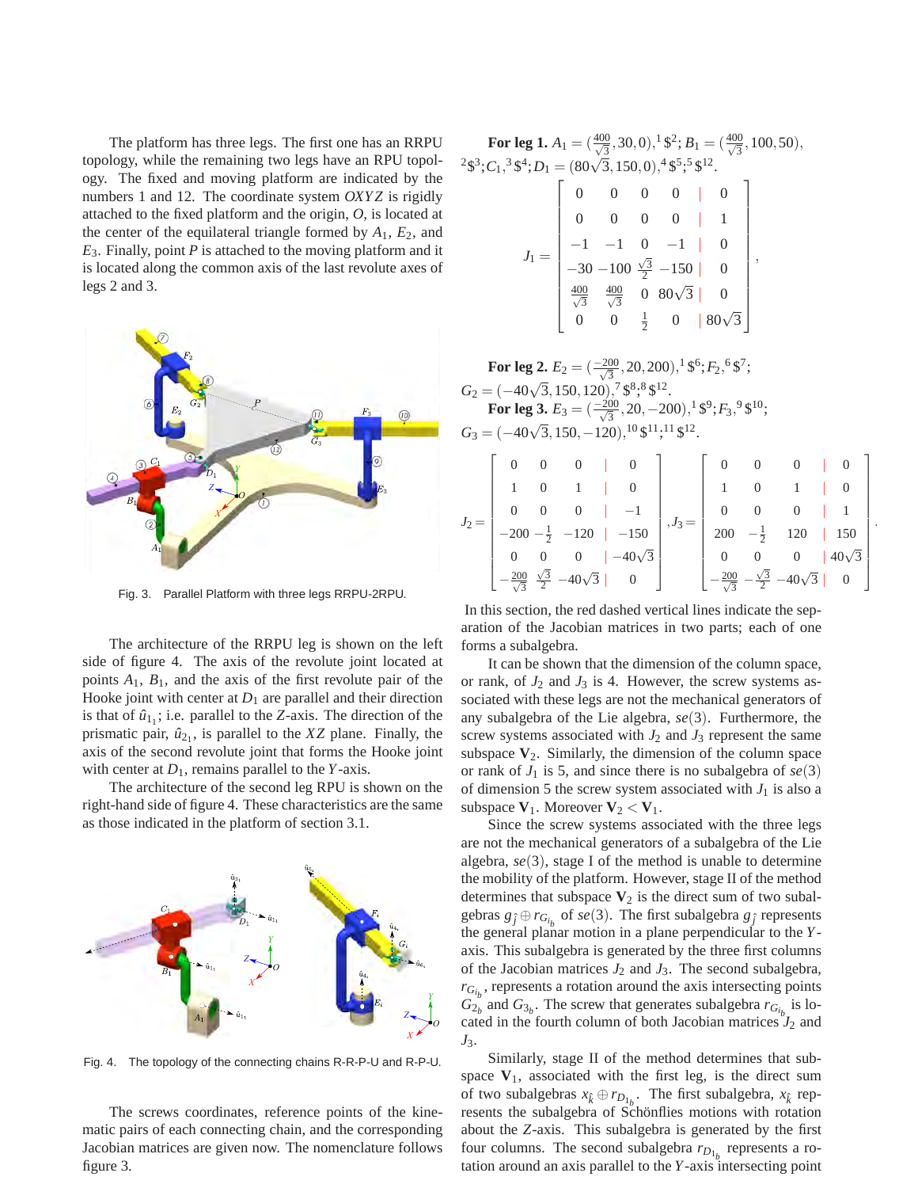The platform has three legs. The first one has an RRPU topology, while the remaining two legs have an RPU topology. The fixed and moving platform are indicated by the numbers 1 and 12. The coordinate system $OXYZ$ is rigidly attached to the fixed platform and the origin, $O$, is located at the center of the equilateral triangle formed by $A_1$, $E_2$, and $E_3$. Finally, point $P$ is attached to the moving platform and it is located along the common axis of the last revolute axes of legs 2 and 3.

Fig. 3. Parallel Platform with three legs RRPU-2RPU.

The architecture of the RRPU leg is shown on the left side of figure 4. The axis of the revolute joint located at points $A_1$, $B_1$, and the axis of the first revolute pair of the Hooke joint with center at $D_1$ are parallel and their direction is that of $\hat{u}_{1_1}$; i.e. parallel to the $Z$-axis. The direction of the prismatic pair, $\hat{u}_{2_1}$, is parallel to the $XZ$ plane. Finally, the axis of the second revolute joint that forms the Hooke joint with center at $D_1$, remains parallel to the $Y$-axis.

The architecture of the second leg RPU is shown on the right-hand side of figure 4. These characteristics are the same as those indicated in the platform of section 3.1.

Fig. 4. The topology of the connecting chains R-R-P-U and R-P-U.

The screws coordinates, reference points of the kinematic pairs of each connecting chain, and the corresponding Jacobian matrices are given now. The nomenclature follows figure 3.

**For leg 1.** $A_1 = (\frac{400}{\sqrt{3}}, 30, 0), {}^1\$^2; B_1 = (\frac{400}{\sqrt{3}}, 100, 50), {}^2\$^3; C_1, {}^3\$^4; D_1 = (80\sqrt{3}, 150, 0), {}^4\$^5; {}^5\$^{12}$.

$$
J_1 = \begin{bmatrix} 0 & 0 & 0 & 0 & | & 0 \\ 0 & 0 & 0 & 0 & | & 1 \\ -1 & -1 & 0 & -1 & | & 0 \\ -30 & -100 & \frac{\sqrt{3}}{2} & -150 & | & 0 \\ \frac{400}{\sqrt{3}} & \frac{400}{\sqrt{3}} & 0 & 80\sqrt{3} & | & 0 \\ 0 & 0 & \frac{1}{2} & 0 & | & 80\sqrt{3} \end{bmatrix},
$$

**For leg 2.** $E_2 = (\frac{-200}{\sqrt{3}}, 20, 200), {}^1\$^6; F_2, {}^6\$^7;$
$G_2 = (-40\sqrt{3}, 150, 120), {}^7\$^8; {}^8\$^{12}$.

**For leg 3.** $E_3 = (\frac{-200}{\sqrt{3}}, 20, -200), {}^1\$^9; F_3, {}^9\$^{10};$
$G_3 = (-40\sqrt{3}, 150, -120), {}^{10}\$^{11}; {}^{11}\$^{12}$.

$$
J_2 = \begin{bmatrix} 0 & 0 & 0 & | & 0 \\ 1 & 0 & 1 & | & 0 \\ 0 & 0 & 0 & | & -1 \\ -200 & -\frac{1}{2} & -120 & | & -150 \\ 0 & 0 & 0 & | & -40\sqrt{3} \\ -\frac{200}{\sqrt{3}} & \frac{\sqrt{3}}{2} & -40\sqrt{3} & | & 0 \end{bmatrix}, J_3 = \begin{bmatrix} 0 & 0 & 0 & | & 0 \\ 1 & 0 & 1 & | & 0 \\ 0 & 0 & 0 & | & 1 \\ 200 & -\frac{1}{2} & 120 & | & 150 \\ 0 & 0 & 0 & | & 40\sqrt{3} \\ -\frac{200}{\sqrt{3}} & -\frac{\sqrt{3}}{2} & -40\sqrt{3} & | & 0 \end{bmatrix}.
$$

In this section, the red dashed vertical lines indicate the separation of the Jacobian matrices in two parts; each of one forms a subalgebra.

It can be shown that the dimension of the column space, or rank, of $J_2$ and $J_3$ is 4. However, the screw systems associated with these legs are not the mechanical generators of any subalgebra of the Lie algebra, $se(3)$. Furthermore, the screw systems associated with $J_2$ and $J_3$ represent the same screw subspace $\mathbf{V}_2$. Similarly, the dimension of the column space or rank of $J_1$ is 5, and since there is no subalgebra of $se(3)$ of dimension 5 the screw system associated with $J_1$ is also a subspace $\mathbf{V}_1$. Moreover $\mathbf{V}_2 < \mathbf{V}_1$.

Since the screw systems associated with the three legs are not the mechanical generators of a subalgebra of the Lie algebra, $se(3)$, stage I of the method is unable to determine the mobility of the platform. However, stage II of the method determines that subspace $\mathbf{V}_2$ is the direct sum of two subalgebras $g_{\hat{j}} \oplus r_{G_{i_b}}$ of $se(3)$. The first subalgebra $g_{\hat{j}}$ represents the general planar motion in a plane perpendicular to the $Y$-axis. This subalgebra is generated by the three first columns of the Jacobian matrices $J_2$ and $J_3$. The second subalgebra, $r_{G_{i_b}}$, represents a rotation around the axis intersecting points $G_{2_b}$ and $G_{3_b}$. The screw that generates subalgebra $r_{G_{i_b}}$ is located in the fourth column of both Jacobian matrices $J_2$ and $J_3$.

Similarly, stage II of the method determines that subspace $\mathbf{V}_1$, associated with the first leg, is the direct sum of two subalgebras $x_{\hat{k}} \oplus r_{D_{1_b}}$. The first subalgebra, $x_{\hat{k}}$ represents the subalgebra of Schönflies motions with rotation about the $Z$-axis. This subalgebra is generated by the first four columns. The second subalgebra $r_{D_{1_b}}$ represents a rotation around an axis parallel to the $Y$-axis intersecting point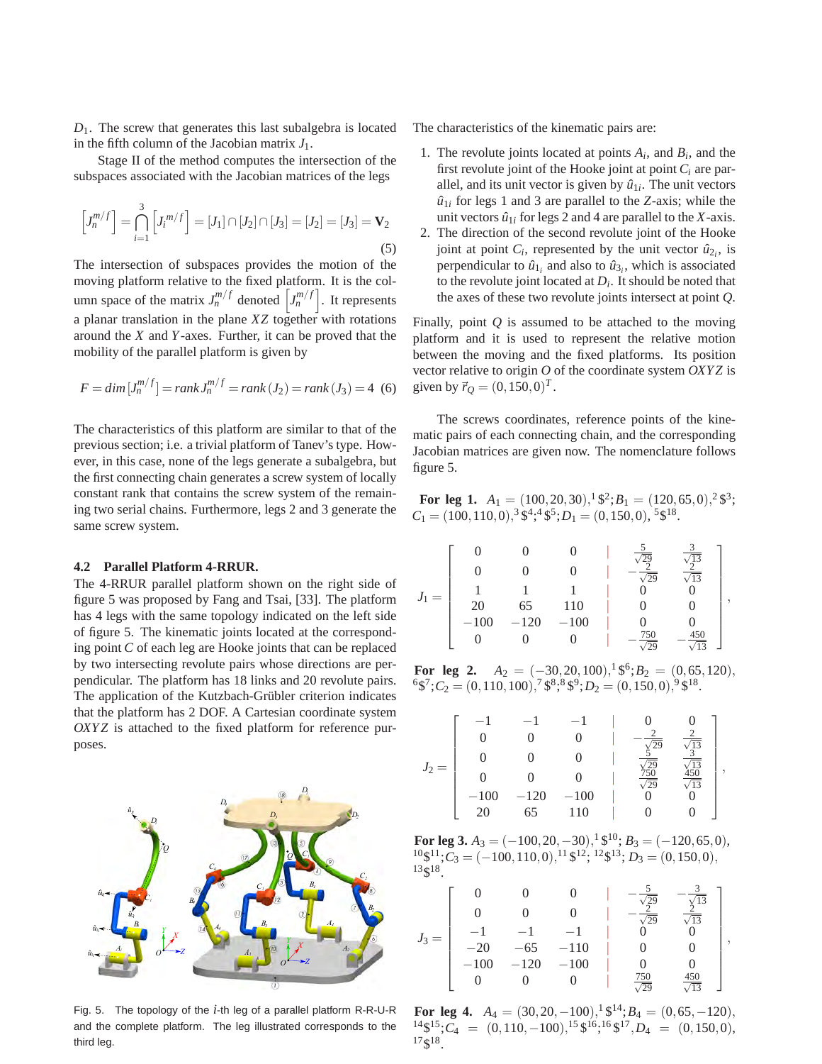$D_1$. The screw that generates this last subalgebra is located in the fifth column of the Jacobian matrix $J_1$.

Stage II of the method computes the intersection of the subspaces associated with the Jacobian matrices of the legs

$$\left[J_n^{m/f}\right] = \bigcap_{i=1}^{3} \left[J_i^{m/f}\right] = [J_1] \cap [J_2] \cap [J_3] = [J_2] = [J_3] = \mathbf{V}_2 \tag{5}$$

The intersection of subspaces provides the motion of the moving platform relative to the fixed platform. It is the column space of the matrix $J_n^{m/f}$ denoted $\left[J_n^{m/f}\right]$. It represents a planar translation in the plane $XZ$ together with rotations around the $X$ and $Y$-axes. Further, it can be proved that the mobility of the parallel platform is given by

$$F = dim\left[J_n^{m/f}\right] = rank J_n^{m/f} = rank\,(J_2) = rank\,(J_3) = 4 \tag{6}$$

The characteristics of this platform are similar to that of the previous section; i.e. a trivial platform of Tanev's type. However, in this case, none of the legs generate a subalgebra, but the first connecting chain generates a screw system of locally constant rank that contains the screw system of the remaining two serial chains. Furthermore, legs 2 and 3 generate the same screw system.

### 4.2 Parallel Platform 4-RRUR.

The 4-RRUR parallel platform shown on the right side of figure 5 was proposed by Fang and Tsai, [33]. The platform has 4 legs with the same topology indicated on the left side of figure 5. The kinematic joints located at the corresponding point $C$ of each leg are Hooke joints that can be replaced by two intersecting revolute pairs whose directions are perpendicular. The platform has 18 links and 20 revolute pairs. The application of the Kutzbach-Grübler criterion indicates that the platform has 2 DOF. A Cartesian coordinate system $OXYZ$ is attached to the fixed platform for reference purposes.

Fig. 5. The topology of the $i$-th leg of a parallel platform R-R-U-R and the complete platform. The leg illustrated corresponds to the third leg.

The characteristics of the kinematic pairs are:

1. The revolute joints located at points $A_i$, and $B_i$, and the first revolute joint of the Hooke joint at point $C_i$ are parallel, and its unit vector is given by $\hat{u}_{1i}$. The unit vectors $\hat{u}_{1i}$ for legs 1 and 3 are parallel to the $Z$-axis; while the unit vectors $\hat{u}_{1i}$ for legs 2 and 4 are parallel to the $X$-axis.
2. The direction of the second revolute joint of the Hooke joint at point $C_i$, represented by the unit vector $\hat{u}_{2_i}$, is perpendicular to $\hat{u}_{1_i}$ and also to $\hat{u}_{3_i}$, which is associated to the revolute joint located at $D_i$. It should be noted that the axes of these two revolute joints intersect at point $Q$.

Finally, point $Q$ is assumed to be attached to the moving platform and it is used to represent the relative motion between the moving and the fixed platforms. Its position vector relative to origin $O$ of the coordinate system $OXYZ$ is given by $\vec{r}_Q = (0, 150, 0)^T$.

The screws coordinates, reference points of the kinematic pairs of each connecting chain, and the corresponding Jacobian matrices are given now. The nomenclature follows figure 5.

**For leg 1.** $A_1 = (100, 20, 30), {}^1\$^2; B_1 = (120, 65, 0), {}^2\$^3; C_1 = (100, 110, 0), {}^3\$^4; {}^4\$^5; D_1 = (0, 150, 0), {}^5\$^{18}$.

$$J_1 = \left[\begin{array}{ccc|cc} 0 & 0 & 0 & \frac{5}{\sqrt{29}} & \frac{3}{\sqrt{13}} \\ 0 & 0 & 0 & -\frac{2}{\sqrt{29}} & \frac{2}{\sqrt{13}} \\ 1 & 1 & 1 & 0 & 0 \\ 20 & 65 & 110 & 0 & 0 \\ -100 & -120 & -100 & 0 & 0 \\ 0 & 0 & 0 & -\frac{750}{\sqrt{29}} & -\frac{450}{\sqrt{13}} \end{array}\right],$$

**For leg 2.** $A_2 = (-30, 20, 100), {}^1\$^6; B_2 = (0, 65, 120), {}^6\$^7; C_2 = (0, 110, 100), {}^7\$^8; {}^8\$^9; D_2 = (0, 150, 0), {}^9\$^{18}$.

$$J_2 = \left[\begin{array}{ccc|cc} -1 & -1 & -1 & 0 & 0 \\ 0 & 0 & 0 & -\frac{2}{\sqrt{29}} & \frac{2}{\sqrt{13}} \\ 0 & 0 & 0 & \frac{5}{\sqrt{29}} & \frac{3}{\sqrt{13}} \\ 0 & 0 & 0 & \frac{750}{\sqrt{29}} & \frac{450}{\sqrt{13}} \\ -100 & -120 & -100 & 0 & 0 \\ 20 & 65 & 110 & 0 & 0 \end{array}\right],$$

**For leg 3.** $A_3 = (-100, 20, -30), {}^1\$^{10}; B_3 = (-120, 65, 0), {}^{10}\$^{11}; C_3 = (-100, 110, 0), {}^{11}\$^{12}; {}^{12}\$^{13}; D_3 = (0, 150, 0), {}^{13}\$^{18}$.

$$J_3 = \left[\begin{array}{ccc|cc} 0 & 0 & 0 & -\frac{5}{\sqrt{29}} & -\frac{3}{\sqrt{13}} \\ 0 & 0 & 0 & -\frac{2}{\sqrt{29}} & \frac{2}{\sqrt{13}} \\ -1 & -1 & -1 & 0 & 0 \\ -20 & -65 & -110 & 0 & 0 \\ -100 & -120 & -100 & 0 & 0 \\ 0 & 0 & 0 & \frac{750}{\sqrt{29}} & \frac{450}{\sqrt{13}} \end{array}\right],$$

**For leg 4.** $A_4 = (30, 20, -100), {}^1\$^{14}; B_4 = (0, 65, -120), {}^{14}\$^{15}; C_4 = (0, 110, -100), {}^{15}\$^{16}; {}^{16}\$^{17}, D_4 = (0, 150, 0), {}^{17}\$^{18}$.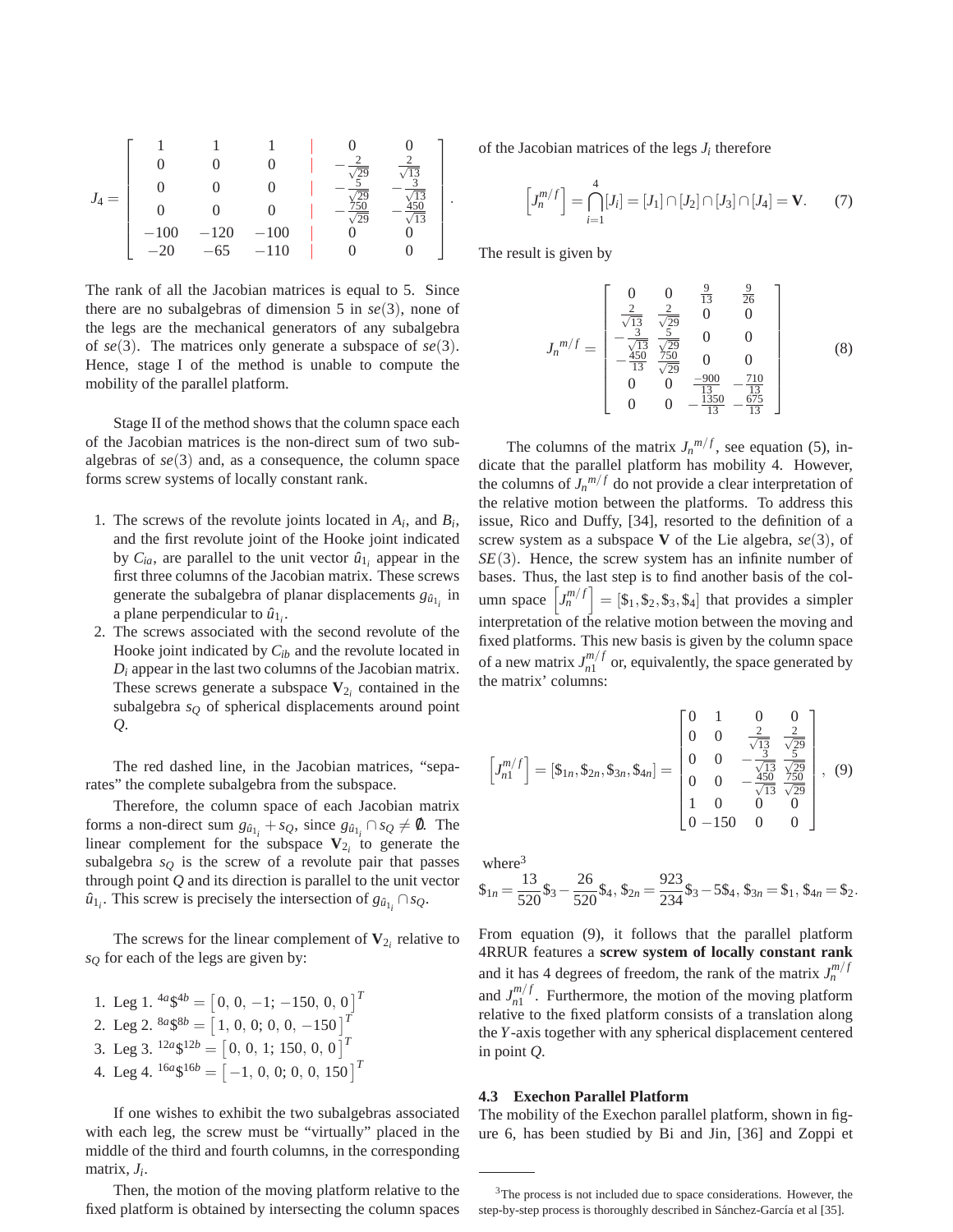$$J_4 = \begin{bmatrix} 1 & 1 & 1 & | & 0 & 0 \\ 0 & 0 & 0 & | & -\frac{2}{\sqrt{29}} & \frac{2}{\sqrt{13}} \\ 0 & 0 & 0 & | & -\frac{5}{\sqrt{29}} & -\frac{3}{\sqrt{13}} \\ 0 & 0 & 0 & | & -\frac{750}{\sqrt{29}} & -\frac{450}{\sqrt{13}} \\ -100 & -120 & -100 & | & 0 & 0 \\ -20 & -65 & -110 & | & 0 & 0 \end{bmatrix}.$$

The rank of all the Jacobian matrices is equal to 5. Since there are no subalgebras of dimension 5 in $se(3)$, none of the legs are the mechanical generators of any subalgebra of $se(3)$. The matrices only generate a subspace of $se(3)$. Hence, stage I of the method is unable to compute the mobility of the parallel platform.

Stage II of the method shows that the column space each of the Jacobian matrices is the non-direct sum of two subalgebras of $se(3)$ and, as a consequence, the column space forms screw systems of locally constant rank.

1. The screws of the revolute joints located in $A_i$, and $B_i$, and the first revolute joint of the Hooke joint indicated by $C_{ia}$, are parallel to the unit vector $\hat{u}_{1_i}$ appear in the first three columns of the Jacobian matrix. These screws generate the subalgebra of planar displacements $g_{\hat{u}_{1_i}}$ in a plane perpendicular to $\hat{u}_{1_i}$.
2. The screws associated with the second revolute of the Hooke joint indicated by $C_{ib}$ and the revolute located in $D_i$ appear in the last two columns of the Jacobian matrix. These screws generate a subspace $\mathbf{V}_{2_i}$ contained in the subalgebra $s_Q$ of spherical displacements around point $Q$.

The red dashed line, in the Jacobian matrices, "separates" the complete subalgebra from the subspace.

Therefore, the column space of each Jacobian matrix forms a non-direct sum $g_{\hat{u}_{1_i}} + s_Q$, since $g_{\hat{u}_{1_i}} \cap s_Q \neq \emptyset$. The linear complement for the subspace $\mathbf{V}_{2_i}$ to generate the subalgebra $s_Q$ is the screw of a revolute pair that passes through point $Q$ and its direction is parallel to the unit vector $\hat{u}_{1_i}$. This screw is precisely the intersection of $g_{\hat{u}_{1_i}} \cap s_Q$.

The screws for the linear complement of $\mathbf{V}_{2_i}$ relative to $s_Q$ for each of the legs are given by:

1. Leg 1. ${}^{4a}\$^{4b} = \left[0,\, 0,\, -1;\, -150,\, 0,\, 0\right]^T$
2. Leg 2. ${}^{8a}\$^{8b} = \left[1,\, 0,\, 0;\, 0,\, 0,\, -150\right]^T$
3. Leg 3. ${}^{12a}\$^{12b} = \left[0,\, 0,\, 1;\, 150,\, 0,\, 0\right]^T$
4. Leg 4. ${}^{16a}\$^{16b} = \left[-1,\, 0,\, 0;\, 0,\, 0,\, 150\right]^T$

If one wishes to exhibit the two subalgebras associated with each leg, the screw must be "virtually" placed in the middle of the third and fourth columns, in the corresponding matrix, $J_i$.

Then, the motion of the moving platform relative to the fixed platform is obtained by intersecting the column spaces of the Jacobian matrices of the legs $J_i$ therefore

$$\left[J_n^{m/f}\right] = \bigcap_{i=1}^{4} [J_i] = [J_1] \cap [J_2] \cap [J_3] \cap [J_4] = \mathbf{V}. \quad (7)$$

The result is given by

$$J_n{}^{m/f} = \begin{bmatrix} 0 & 0 & \frac{9}{13} & \frac{9}{26} \\ \frac{2}{\sqrt{13}} & \frac{2}{\sqrt{29}} & 0 & 0 \\ -\frac{3}{\sqrt{13}} & \frac{5}{\sqrt{29}} & 0 & 0 \\ -\frac{450}{13} & \frac{750}{\sqrt{29}} & 0 & 0 \\ 0 & 0 & \frac{-900}{13} & -\frac{710}{13} \\ 0 & 0 & -\frac{1350}{13} & -\frac{675}{13} \end{bmatrix} \quad (8)$$

The columns of the matrix $J_n{}^{m/f}$, see equation (5), indicate that the parallel platform has mobility 4. However, the columns of $J_n{}^{m/f}$ do not provide a clear interpretation of the relative motion between the platforms. To address this issue, Rico and Duffy, [34], resorted to the definition of a screw system as a subspace $\mathbf{V}$ of the Lie algebra, $se(3)$, of $SE(3)$. Hence, the screw system has an infinite number of bases. Thus, the last step is to find another basis of the column space $\left[J_n^{m/f}\right] = [\$_1, \$_2, \$_3, \$_4]$ that provides a simpler interpretation of the relative motion between the moving and fixed platforms. This new basis is given by the column space of a new matrix $J_{n1}^{m/f}$ or, equivalently, the space generated by the matrix' columns:

$$\left[J_{n1}^{m/f}\right] = [\$_{1n}, \$_{2n}, \$_{3n}, \$_{4n}] = \begin{bmatrix} 0 & 1 & 0 & 0 \\ 0 & 0 & \frac{2}{\sqrt{13}} & \frac{2}{\sqrt{29}} \\ 0 & 0 & -\frac{3}{\sqrt{13}} & \frac{5}{\sqrt{29}} \\ 0 & 0 & -\frac{450}{\sqrt{13}} & \frac{750}{\sqrt{29}} \\ 1 & 0 & 0 & 0 \\ 0 & -150 & 0 & 0 \end{bmatrix}, \quad (9)$$

where[3]

$$\$_{1n} = \frac{13}{520}\$_3 - \frac{26}{520}\$_4,\ \$_{2n} = \frac{923}{234}\$_3 - 5\$_4,\ \$_{3n} = \$_1,\ \$_{4n} = \$_2.$$

From equation (9), it follows that the parallel platform 4RRUR features a **screw system of locally constant rank** and it has 4 degrees of freedom, the rank of the matrix $J_n^{m/f}$ and $J_{n1}^{m/f}$. Furthermore, the motion of the moving platform relative to the fixed platform consists of a translation along the $Y$-axis together with any spherical displacement centered in point $Q$.

### 4.3 Exechon Parallel Platform

The mobility of the Exechon parallel platform, shown in figure 6, has been studied by Bi and Jin, [36] and Zoppi et

[3] The process is not included due to space considerations. However, the step-by-step process is thoroughly described in Sánchez-García et al [35].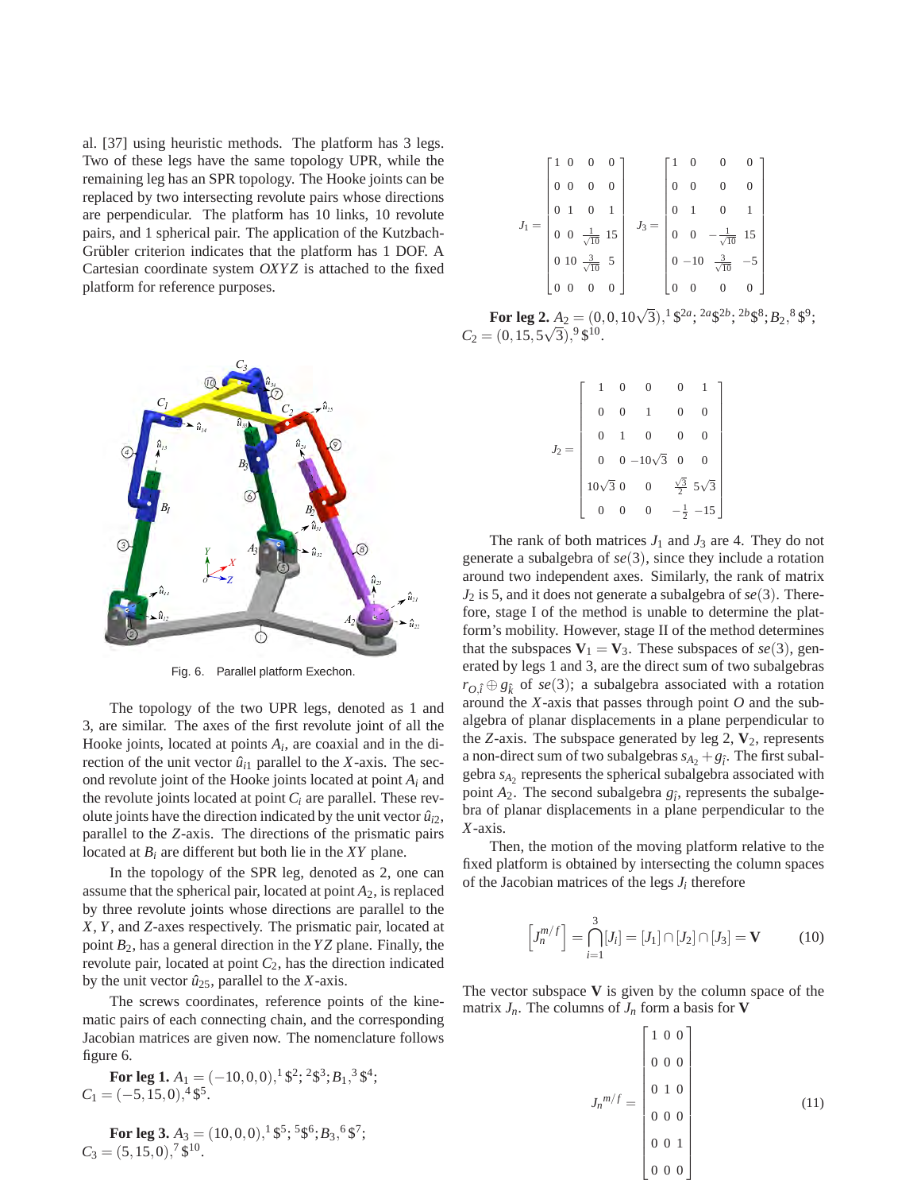al. [37] using heuristic methods. The platform has 3 legs. Two of these legs have the same topology UPR, while the remaining leg has an SPR topology. The Hooke joints can be replaced by two intersecting revolute pairs whose directions are perpendicular. The platform has 10 links, 10 revolute pairs, and 1 spherical pair. The application of the Kutzbach-Grübler criterion indicates that the platform has 1 DOF. A Cartesian coordinate system $OXYZ$ is attached to the fixed platform for reference purposes.

Fig. 6. Parallel platform Exechon.

The topology of the two UPR legs, denoted as 1 and 3, are similar. The axes of the first revolute joint of all the Hooke joints, located at points $A_i$, are coaxial and in the direction of the unit vector $\hat{u}_{i1}$ parallel to the $X$-axis. The second revolute joint of the Hooke joints located at point $A_i$ and the revolute joints located at point $C_i$ are parallel. These revolute joints have the direction indicated by the unit vector $\hat{u}_{i2}$, parallel to the $Z$-axis. The directions of the prismatic pairs located at $B_i$ are different but both lie in the $XY$ plane.

In the topology of the SPR leg, denoted as 2, one can assume that the spherical pair, located at point $A_2$, is replaced by three revolute joints whose directions are parallel to the $X$, $Y$, and $Z$-axes respectively. The prismatic pair, located at point $B_2$, has a general direction in the $YZ$ plane. Finally, the revolute pair, located at $C_2$, has the direction indicated by the unit vector $\hat{u}_{25}$, parallel to the $X$-axis.

The screws coordinates, reference points of the kinematic pairs of each connecting chain, and the corresponding Jacobian matrices are given now. The nomenclature follows figure 6.

**For leg 1.** $A_1 = (-10, 0, 0), {}^1\$^2; {}^2\$^3; B_1, {}^3\$^4;$ $C_1 = (-5, 15, 0), {}^4\$^5$.

**For leg 3.** $A_3 = (10, 0, 0), {}^1\$^5; {}^5\$^6; B_3, {}^6\$^7;$ $C_3 = (5, 15, 0), {}^7\$^{10}$.

$$J_1 = \begin{bmatrix} 1 & 0 & 0 & 0 \\ 0 & 0 & 0 & 0 \\ 0 & 1 & 0 & 1 \\ 0 & 0 & \frac{1}{\sqrt{10}} & 15 \\ 0 & 10 & \frac{3}{\sqrt{10}} & 5 \\ 0 & 0 & 0 & 0 \end{bmatrix} \quad J_3 = \begin{bmatrix} 1 & 0 & 0 & 0 \\ 0 & 0 & 0 & 0 \\ 0 & 1 & 0 & 1 \\ 0 & 0 & -\frac{1}{\sqrt{10}} & 15 \\ 0 & -10 & \frac{3}{\sqrt{10}} & -5 \\ 0 & 0 & 0 & 0 \end{bmatrix}$$

**For leg 2.** $A_2 = (0, 0, 10\sqrt{3}), {}^1\$^{2a}; {}^{2a}\$^{2b}; {}^{2b}\$^8; B_2, {}^8\$^9;$ $C_2 = (0, 15, 5\sqrt{3}), {}^9\$^{10}$.

$$J_2 = \begin{bmatrix} 1 & 0 & 0 & 0 & 1 \\ 0 & 0 & 1 & 0 & 0 \\ 0 & 1 & 0 & 0 & 0 \\ 0 & 0 & -10\sqrt{3} & 0 & 0 \\ 10\sqrt{3} & 0 & 0 & \frac{\sqrt{3}}{2} & 5\sqrt{3} \\ 0 & 0 & 0 & -\frac{1}{2} & -15 \end{bmatrix}$$

The rank of both matrices $J_1$ and $J_3$ are 4. They do not generate a subalgebra of $se(3)$, since they include a rotation around two independent axes. Similarly, the rank of matrix $J_2$ is 5, and it does not generate a subalgebra of $se(3)$. Therefore, stage I of the method is unable to determine the platform's mobility. However, stage II of the method determines that the subspaces $\mathbf{V}_1 = \mathbf{V}_3$. These subspaces of $se(3)$, generated by legs 1 and 3, are the direct sum of two subalgebras $r_{O,\hat{i}} \oplus g_{\hat{k}}$ of $se(3)$; a subalgebra associated with a rotation around the $X$-axis that passes through point $O$ and the subalgebra of planar displacements in a plane perpendicular to the $Z$-axis. The subspace generated by leg 2, $\mathbf{V}_2$, represents a non-direct sum of two subalgebras $s_{A_2} + g_{\hat{i}}$. The first subalgebra $s_{A_2}$ represents the spherical subalgebra associated with point $A_2$. The second subalgebra $g_{\hat{i}}$, represents the subalgebra of planar displacements in a plane perpendicular to the $X$-axis.

Then, the motion of the moving platform relative to the fixed platform is obtained by intersecting the column spaces of the Jacobian matrices of the legs $J_i$ therefore

$$\left[J_n^{m/f}\right] = \bigcap_{i=1}^{3} [J_i] = [J_1] \cap [J_2] \cap [J_3] = \mathbf{V} \qquad (10)$$

The vector subspace $\mathbf{V}$ is given by the column space of the matrix $J_n$. The columns of $J_n$ form a basis for $\mathbf{V}$

$$J_n{}^{m/f} = \begin{bmatrix} 1 & 0 & 0 \\ 0 & 0 & 0 \\ 0 & 1 & 0 \\ 0 & 0 & 0 \\ 0 & 0 & 1 \\ 0 & 0 & 0 \end{bmatrix} \qquad (11)$$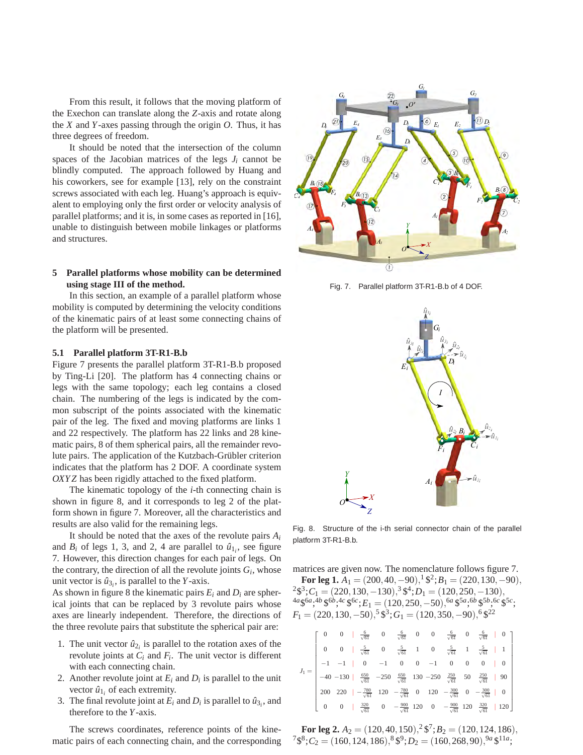From this result, it follows that the moving platform of the Exechon can translate along the $Z$-axis and rotate along the $X$ and $Y$-axes passing through the origin $O$. Thus, it has three degrees of freedom.

It should be noted that the intersection of the column spaces of the Jacobian matrices of the legs $J_i$ cannot be blindly computed. The approach followed by Huang and his coworkers, see for example [13], rely on the constraint screws associated with each leg. Huang's approach is equivalent to employing only the first order or velocity analysis of parallel platforms; and it is, in some cases as reported in [16], unable to distinguish between mobile linkages or platforms and structures.

## 5 Parallel platforms whose mobility can be determined using stage III of the method.

In this section, an example of a parallel platform whose mobility is computed by determining the velocity conditions of the kinematic pairs of at least some connecting chains of the platform will be presented.

### 5.1 Parallel platform 3T-R1-B.b

Figure 7 presents the parallel platform 3T-R1-B.b proposed by Ting-Li [20]. The platform has 4 connecting chains or legs with the same topology; each leg contains a closed chain. The numbering of the legs is indicated by the common subscript of the points associated with the kinematic pair of the leg. The fixed and moving platforms are links 1 and 22 respectively. The platform has 22 links and 28 kinematic pairs, 8 of them spherical pairs, all the remainder revolute pairs. The application of the Kutzbach-Grübler criterion indicates that the platform has 2 DOF. A coordinate system $OXYZ$ has been rigidly attached to the fixed platform.

The kinematic topology of the $i$-th connecting chain is shown in figure 8, and it corresponds to leg 2 of the platform shown in figure 7. Moreover, all the characteristics and results are also valid for the remaining legs.

It should be noted that the axes of the revolute pairs $A_i$ and $B_i$ of legs 1, 3, and 2, 4 are parallel to $\hat{u}_{1_i}$, see figure 7. However, this direction changes for each pair of legs. On the contrary, the direction of all the revolute joints $G_i$, whose unit vector is $\hat{u}_{3_i}$, is parallel to the $Y$-axis.
As shown in figure 8 the kinematic pairs $E_i$ and $D_i$ are spherical joints that can be replaced by 3 revolute pairs whose axes are linearly independent. Therefore, the directions of the three revolute pairs that substitute the spherical pair are:

1. The unit vector $\hat{u}_{2_i}$ is parallel to the rotation axes of the revolute joints at $C_i$ and $F_i$. The unit vector is different with each connecting chain.
2. Another revolute joint at $E_i$ and $D_i$ is parallel to the unit vector $\hat{u}_{1_i}$ of each extremity.
3. The final revolute joint at $E_i$ and $D_i$ is parallel to $\hat{u}_{3_i}$, and therefore to the $Y$-axis.

The screws coordinates, reference points of the kinematic pairs of each connecting chain, and the corresponding

Fig. 7. Parallel platform 3T-R1-B.b of 4 DOF.

Fig. 8. Structure of the i-th serial connector chain of the parallel platform 3T-R1-B.b.

matrices are given now. The nomenclature follows figure 7.

**For leg 1.** $A_1 = (200, 40, -90), {}^{1}\$^{2}; B_1 = (220, 130, -90), {}^{2}\$^{3}; C_1 = (220, 130, -130), {}^{3}\$^{4}; D_1 = (120, 250, -130), {}^{4a}\$^{6a}, {}^{4b}\$^{6b}, {}^{4c}\$^{6c}; E_1 = (120, 250, -50), {}^{6a}\$^{5a}, {}^{6b}\$^{5b}, {}^{6c}\$^{5c}; F_1 = (220, 130, -50), {}^{5}\$^{3}; G_1 = (120, 350, -90), {}^{6}\$^{22}$

$$
J_1 = \begin{bmatrix}
0 & 0 & | & \frac{6}{\sqrt{61}} & 0 & \frac{6}{\sqrt{61}} & 0 & 0 & \frac{6}{\sqrt{61}} & 0 & \frac{6}{\sqrt{61}} & | & 0 \\
0 & 0 & | & \frac{5}{\sqrt{61}} & 0 & \frac{5}{\sqrt{61}} & 1 & 0 & \frac{5}{\sqrt{61}} & 1 & \frac{5}{\sqrt{61}} & | & 1 \\
-1 & -1 & | & 0 & -1 & 0 & 0 & -1 & 0 & 0 & 0 & | & 0 \\
-40 & -130 & | & \frac{650}{\sqrt{61}} & -250 & \frac{650}{\sqrt{61}} & 130 & -250 & \frac{250}{\sqrt{61}} & 50 & \frac{250}{\sqrt{61}} & | & 90 \\
200 & 220 & | & -\frac{780}{\sqrt{61}} & 120 & -\frac{780}{\sqrt{61}} & 0 & 120 & -\frac{300}{\sqrt{61}} & 0 & -\frac{300}{\sqrt{61}} & | & 0 \\
0 & 0 & | & \frac{320}{\sqrt{61}} & 0 & -\frac{900}{\sqrt{61}} & 120 & 0 & -\frac{900}{\sqrt{61}} & 120 & \frac{320}{\sqrt{61}} & | & 120
\end{bmatrix}
$$

**For leg 2.** $A_2 = (120, 40, 150), {}^{2}\$^{7}; B_2 = (120, 124, 186), {}^{7}\$^{8}; C_2 = (160, 124, 186), {}^{8}\$^{9}; D_2 = (160, 268, 90), {}^{9a}\$^{11a};$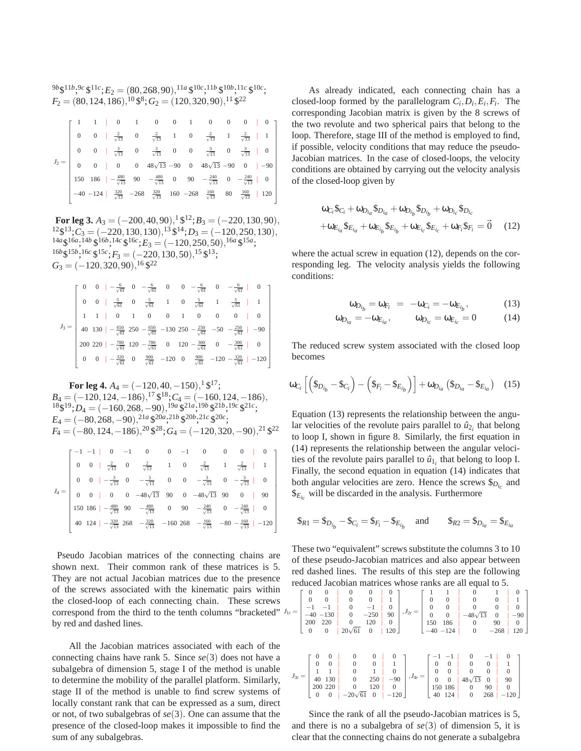${}^{9b}\$^{11b}, {}^{9c}\$^{11c}; E_2 = (80, 268, 90), {}^{11a}\$^{10c}, {}^{11b}\$^{10b}, {}^{11c}\$^{10c};$
$F_2 = (80, 124, 186), {}^{10}\$^{8}; G_2 = (120, 320, 90), {}^{11}\$^{22}$

$$
J_2 = \begin{bmatrix}
1 & 1 & | & 0 & 1 & 0 & 0 & 1 & 0 & 0 & 0 & | & 0 \\
0 & 0 & | & \frac{2}{\sqrt{13}} & 0 & \frac{2}{\sqrt{13}} & 1 & 0 & \frac{2}{\sqrt{13}} & 1 & \frac{2}{\sqrt{13}} & | & 1 \\
0 & 0 & | & \frac{3}{\sqrt{13}} & 0 & \frac{3}{\sqrt{13}} & 0 & 0 & \frac{3}{\sqrt{13}} & 0 & \frac{3}{\sqrt{13}} & | & 0 \\
0 & 0 & | & 0 & 0 & 48\sqrt{13} & -90 & 0 & 48\sqrt{13} & -90 & 0 & | & -90 \\
150 & 186 & | & -\frac{480}{\sqrt{13}} & 90 & -\frac{480}{\sqrt{13}} & 0 & 90 & -\frac{240}{\sqrt{13}} & 0 & -\frac{240}{\sqrt{13}} & | & 0 \\
-40 & -124 & | & \frac{320}{\sqrt{13}} & -268 & \frac{320}{\sqrt{13}} & 160 & -268 & \frac{160}{\sqrt{13}} & 80 & \frac{160}{\sqrt{13}} & | & 120
\end{bmatrix}
$$

**For leg 3.** $A_3 = (-200, 40, 90), {}^{1}\$^{12}; B_3 = (-220, 130, 90),$
${}^{12}\$^{13}; C_3 = (-220, 130, 130), {}^{13}\$^{14}; D_3 = (-120, 250, 130),$
${}^{14a}\$^{16a}, {}^{14b}\$^{16b}, {}^{14c}\$^{16c}; E_3 = (-120, 250, 50), {}^{16a}\$^{15a};$
${}^{16b}\$^{15b}, {}^{16c}\$^{15c}; F_3 = (-220, 130, 50), {}^{15}\$^{13};$
$G_3 = (-120, 320, 90), {}^{16}\$^{22}$

$$
J_3 = \begin{bmatrix}
0 & 0 & | & -\frac{6}{\sqrt{61}} & 0 & -\frac{6}{\sqrt{61}} & 0 & 0 & -\frac{6}{\sqrt{61}} & 0 & -\frac{6}{\sqrt{61}} & | & 0 \\
0 & 0 & | & \frac{5}{\sqrt{61}} & 0 & \frac{5}{\sqrt{61}} & 1 & 0 & \frac{5}{\sqrt{61}} & 1 & \frac{5}{\sqrt{61}} & | & 1 \\
1 & 1 & | & 0 & 1 & 0 & 0 & 1 & 0 & 0 & 0 & | & 0 \\
40 & 130 & | & -\frac{650}{\sqrt{61}} & 250 & -\frac{650}{\sqrt{61}} & -130 & 250 & -\frac{250}{\sqrt{61}} & -50 & -\frac{250}{\sqrt{61}} & | & -90 \\
200 & 220 & | & -\frac{780}{\sqrt{61}} & 120 & -\frac{780}{\sqrt{61}} & 0 & 120 & -\frac{300}{\sqrt{61}} & 0 & -\frac{300}{\sqrt{61}} & | & 0 \\
0 & 0 & | & -\frac{320}{\sqrt{61}} & 0 & \frac{900}{\sqrt{61}} & -120 & 0 & \frac{900}{\sqrt{61}} & -120 & -\frac{320}{\sqrt{61}} & | & -120
\end{bmatrix}
$$

**For leg 4.** $A_4 = (-120, 40, -150), {}^{1}\$^{17};$
$B_4 = (-120, 124, -186), {}^{17}\$^{18}; C_4 = (-160, 124, -186),$
${}^{18}\$^{19}; D_4 = (-160, 268, -90), {}^{19a}\$^{21a}, {}^{19b}\$^{21b}, {}^{19c}\$^{21c};$
$E_4 = (-80, 268, -90), {}^{21a}\$^{20a}, {}^{21b}\$^{20b}, {}^{21c}\$^{20c};$
$F_4 = (-80, 124, -186), {}^{20}\$^{28}; G_4 = (-120, 320, -90), {}^{21}\$^{22}$

$$
J_4 = \begin{bmatrix}
-1 & -1 & | & 0 & -1 & 0 & 0 & -1 & 0 & 0 & 0 & | & 0 \\
0 & 0 & | & \frac{2}{\sqrt{13}} & 0 & \frac{2}{\sqrt{13}} & 1 & 0 & \frac{2}{\sqrt{13}} & 1 & \frac{2}{\sqrt{13}} & | & 1 \\
0 & 0 & | & -\frac{3}{\sqrt{13}} & 0 & -\frac{3}{\sqrt{13}} & 0 & 0 & -\frac{3}{\sqrt{13}} & 0 & -\frac{3}{\sqrt{13}} & | & 0 \\
0 & 0 & | & 0 & 0 & -48\sqrt{13} & 90 & 0 & -48\sqrt{13} & 90 & 0 & | & 90 \\
150 & 186 & | & -\frac{480}{\sqrt{13}} & 90 & -\frac{480}{\sqrt{13}} & 0 & 90 & -\frac{240}{\sqrt{13}} & 0 & -\frac{240}{\sqrt{13}} & | & 0 \\
40 & 124 & | & -\frac{320}{\sqrt{13}} & 268 & -\frac{320}{\sqrt{13}} & -160 & 268 & -\frac{160}{\sqrt{13}} & -80 & -\frac{160}{\sqrt{13}} & | & -120
\end{bmatrix}
$$

Pseudo Jacobian matrices of the connecting chains are shown next. Their common rank of these matrices is 5. They are not actual Jacobian matrices due to the presence of the screws associated with the kinematic pairs within the closed-loop of each connecting chain. These screws correspond from the third to the tenth columns "bracketed" by red and dashed lines.

All the Jacobian matrices associated with each of the connecting chains have rank 5. Since $se(3)$ does not have a subalgebra of dimension 5, stage I of the method is unable to determine the mobility of the parallel platform. Similarly, stage II of the method is unable to find screw systems of locally constant rank that can be expressed as a sum, direct or not, of two subalgebras of $se(3)$. One can assume that the presence of the closed-loop makes it impossible to find the sum of any subalgebras.

As already indicated, each connecting chain has a closed-loop formed by the parallelogram $C_i, D_i, E_i, F_i$. The corresponding Jacobian matrix is given by the 8 screws of the two revolute and two spherical pairs that belong to the loop. Therefore, stage III of the method is employed to find, if possible, velocity conditions that may reduce the pseudo-Jacobian matrices. In the case of closed-loops, the velocity conditions are obtained by carrying out the velocity analysis of the closed-loop given by

$$
\omega_{C_i}\$_{C_i} + \omega_{D_{i_a}}\$_{D_{i_a}} + \omega_{D_{i_b}}\$_{D_{i_b}} + \omega_{D_{i_c}}\$_{D_{i_c}}
+ \omega_{E_{i_a}}\$_{E_{i_a}} + \omega_{E_{i_b}}\$_{E_{i_b}} + \omega_{E_{i_c}}\$_{E_{i_c}} + \omega_{F_i}\$_{F_i} = \vec{0} \quad (12)
$$

where the actual screw in equation (12), depends on the corresponding leg. The velocity analysis yields the following conditions:

$$
\omega_{D_{i_b}} = \omega_{F_i} = -\omega_{C_i} = -\omega_{E_{i_b}}, \quad (13)
$$

$$
\omega_{D_{i_a}} = -\omega_{E_{i_a}}, \qquad \omega_{D_{i_c}} = \omega_{E_{i_c}} = 0 \quad (14)
$$

The reduced screw system associated with the closed loop becomes

$$
\omega_{C_i}\left[\left(\$_{D_{i_b}} - \$_{C_i}\right) - \left(\$_{F_i} - \$_{E_{i_b}}\right)\right] + \omega_{D_{i_a}}\left(\$_{D_{i_a}} - \$_{E_{i_a}}\right) \quad (15)
$$

Equation (13) represents the relationship between the angular velocities of the revolute pairs parallel to $\hat{u}_{2_i}$ that belong to loop I, shown in figure 8. Similarly, the first equation in (14) represents the relationship between the angular velocities of the revolute pairs parallel to $\hat{u}_{1_i}$ that belong to loop I. Finally, the second equation in equation (14) indicates that both angular velocities are zero. Hence the screws $\$_{D_{i_c}}$ and $\$_{E_{i_c}}$ will be discarded in the analysis. Furthermore

$$
\$_{R1} = \$_{D_{i_b}} - \$_{C_i} = \$_{F_i} - \$_{E_{i_b}} \quad \text{and} \quad \$_{R2} = \$_{D_{i_a}} = \$_{E_{i_a}}
$$

These two "equivalent" screws substitute the columns 3 to 10 of these pseudo-Jacobian matrices and also appear between red dashed lines. The results of this step are the following reduced Jacobian matrices whose ranks are all equal to 5.

$$
J_{1r} = \begin{bmatrix}
0 & 0 & | & 0 & 0 & | & 0 \\
0 & 0 & | & 0 & 0 & | & 1 \\
-1 & -1 & | & 0 & -1 & | & 0 \\
-40 & -130 & | & 0 & -250 & | & 90 \\
200 & 220 & | & 0 & 120 & | & 0 \\
0 & 0 & | & 20\sqrt{61} & 0 & | & 120
\end{bmatrix}, \quad
J_{2r} = \begin{bmatrix}
1 & 1 & | & 0 & 1 & | & 0 \\
0 & 0 & | & 0 & 0 & | & 1 \\
0 & 0 & | & 0 & 0 & | & 0 \\
0 & 0 & | & -48\sqrt{13} & 0 & | & -90 \\
150 & 186 & | & 0 & 90 & | & 0 \\
-40 & -124 & | & 0 & -268 & | & 120
\end{bmatrix}
$$

$$
J_{3r} = \begin{bmatrix}
0 & 0 & | & 0 & 0 & | & 0 \\
0 & 0 & | & 0 & 0 & | & 1 \\
1 & 1 & | & 0 & 1 & | & 0 \\
40 & 130 & | & 0 & 250 & | & -90 \\
200 & 220 & | & 0 & 120 & | & 0 \\
0 & 0 & | & -20\sqrt{61} & 0 & | & -120
\end{bmatrix}, \quad
J_{4r} = \begin{bmatrix}
-1 & -1 & | & 0 & -1 & | & 0 \\
0 & 0 & | & 0 & 0 & | & 1 \\
0 & 0 & | & 0 & 0 & | & 0 \\
0 & 0 & | & 48\sqrt{13} & 0 & | & 90 \\
150 & 186 & | & 0 & 90 & | & 0 \\
40 & 124 & | & 0 & 268 & | & -120
\end{bmatrix}
$$

Since the rank of all the pseudo-Jacobian matrices is 5, and there is no a subalgebra of $se(3)$ of dimension 5, it is clear that the connecting chains do not generate a subalgebra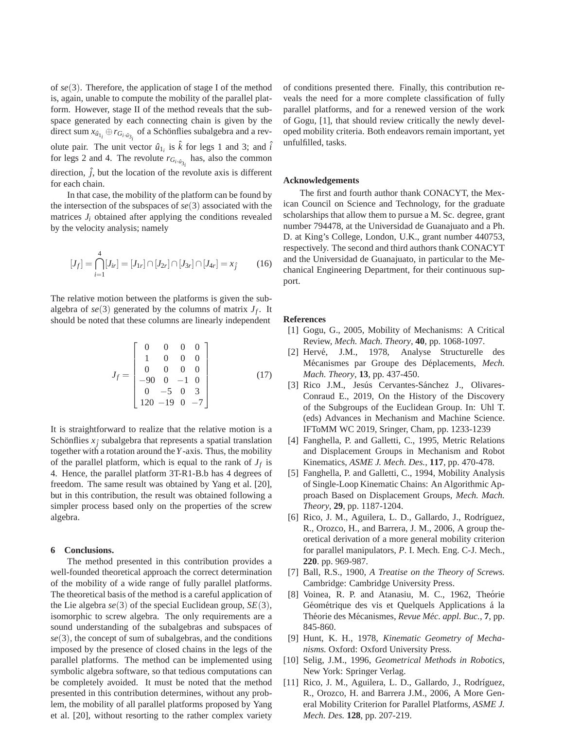of $se(3)$. Therefore, the application of stage I of the method is, again, unable to compute the mobility of the parallel platform. However, stage II of the method reveals that the subspace generated by each connecting chain is given by the direct sum $x_{\hat{u}_{1_i}} \oplus r_{G_i, \hat{u}_{3_i}}$ of a Schönflies subalgebra and a revolute pair. The unit vector $\hat{u}_{1_i}$ is $\hat{k}$ for legs 1 and 3; and $\hat{i}$ for legs 2 and 4. The revolute $r_{G_i, \hat{u}_{3_i}}$ has, also the common direction, $\hat{j}$, but the location of the revolute axis is different for each chain.

In that case, the mobility of the platform can be found by the intersection of the subspaces of $se(3)$ associated with the matrices $J_i$ obtained after applying the conditions revealed by the velocity analysis; namely

$$[J_f] = \bigcap_{i=1}^{4} [J_{ir}] = [J_{1r}] \cap [J_{2r}] \cap [J_{3r}] \cap [J_{4r}] = x_{\hat{j}} \qquad (16)$$

The relative motion between the platforms is given the subalgebra of $se(3)$ generated by the columns of matrix $J_f$. It should be noted that these columns are linearly independent

$$J_f = \begin{bmatrix} 0 & 0 & 0 & 0 \\ 1 & 0 & 0 & 0 \\ 0 & 0 & 0 & 0 \\ -90 & 0 & -1 & 0 \\ 0 & -5 & 0 & 3 \\ 120 & -19 & 0 & -7 \end{bmatrix} \qquad (17)$$

It is straightforward to realize that the relative motion is a Schönflies $x_{\hat{j}}$ subalgebra that represents a spatial translation together with a rotation around the $Y$-axis. Thus, the mobility of the parallel platform, which is equal to the rank of $J_f$ is 4. Hence, the parallel platform 3T-R1-B.b has 4 degrees of freedom. The same result was obtained by Yang et al. [20], but in this contribution, the result was obtained following a simpler process based only on the properties of the screw algebra.

## 6 Conclusions.

The method presented in this contribution provides a well-founded theoretical approach the correct determination of the mobility of a wide range of fully parallel platforms. The theoretical basis of the method is a careful application of the Lie algebra $se(3)$ of the special Euclidean group, $SE(3)$, isomorphic to screw algebra. The only requirements are a sound understanding of the subalgebras and subspaces of $se(3)$, the concept of sum of subalgebras, and the conditions imposed by the presence of closed chains in the legs of the parallel platforms. The method can be implemented using symbolic algebra software, so that tedious computations can be completely avoided. It must be noted that the method presented in this contribution determines, without any problem, the mobility of all parallel platforms proposed by Yang et al. [20], without resorting to the rather complex variety of conditions presented there. Finally, this contribution reveals the need for a more complete classification of fully parallel platforms, and for a renewed version of the work of Gogu, [1], that should review critically the newly developed mobility criteria. Both endeavors remain important, yet unfulfilled, tasks.

## Acknowledgements

The first and fourth author thank CONACYT, the Mexican Council on Science and Technology, for the graduate scholarships that allow them to pursue a M. Sc. degree, grant number 794478, at the Universidad de Guanajuato and a Ph. D. at King's College, London, U.K., grant number 440753, respectively. The second and third authors thank CONACYT and the Universidad de Guanajuato, in particular to the Mechanical Engineering Department, for their continuous support.

## References

[1] Gogu, G., 2005, Mobility of Mechanisms: A Critical Review, *Mech. Mach. Theory*, **40**, pp. 1068-1097.

[2] Hervé, J.M., 1978, Analyse Structurelle des Mécanismes par Groupe des Déplacements, *Mech. Mach. Theory*, **13**, pp. 437-450.

[3] Rico J.M., Jesús Cervantes-Sánchez J., Olivares-Conraud E., 2019, On the History of the Discovery of the Subgroups of the Euclidean Group. In: Uhl T. (eds) Advances in Mechanism and Machine Science. IFToMM WC 2019, Sringer, Cham, pp. 1233-1239

[4] Fanghella, P. and Galletti, C., 1995, Metric Relations and Displacement Groups in Mechanism and Robot Kinematics, *ASME J. Mech. Des.*, **117**, pp. 470-478.

[5] Fanghella, P. and Galletti, C., 1994, Mobility Analysis of Single-Loop Kinematic Chains: An Algorithmic Approach Based on Displacement Groups, *Mech. Mach. Theory*, **29**, pp. 1187-1204.

[6] Rico, J. M., Aguilera, L. D., Gallardo, J., Rodríguez, R., Orozco, H., and Barrera, J. M., 2006, A group theoretical derivation of a more general mobility criterion for parallel manipulators, *P*. I. Mech. Eng. C-J. Mech., **220**. pp. 969-987.

[7] Ball, R.S., 1900, *A Treatise on the Theory of Screws.* Cambridge: Cambridge University Press.

[8] Voinea, R. P. and Atanasiu, M. C., 1962, Theórie Géométrique des vis et Quelquels Applications á la Théorie des Mécanismes, *Revue Méc. appl. Buc.*, **7**, pp. 845-860.

[9] Hunt, K. H., 1978, *Kinematic Geometry of Mechanisms.* Oxford: Oxford University Press.

[10] Selig, J.M., 1996, *Geometrical Methods in Robotics*, New York: Springer Verlag.

[11] Rico, J. M., Aguilera, L. D., Gallardo, J., Rodríguez, R., Orozco, H. and Barrera J.M., 2006, A More General Mobility Criterion for Parallel Platforms, *ASME J. Mech. Des.* **128**, pp. 207-219.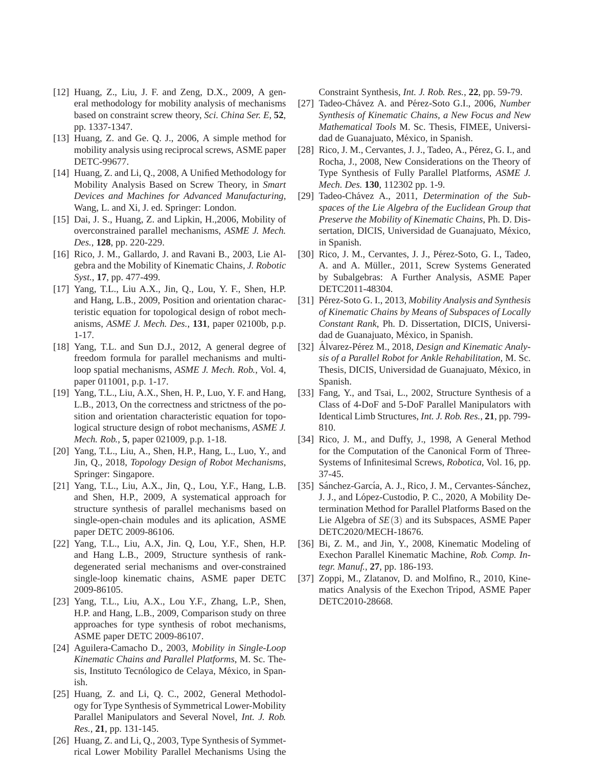[12] Huang, Z., Liu, J. F. and Zeng, D.X., 2009, A general methodology for mobility analysis of mechanisms based on constraint screw theory, *Sci. China Ser. E*, **52**, pp. 1337-1347.

[13] Huang, Z. and Ge. Q. J., 2006, A simple method for mobility analysis using reciprocal screws, ASME paper DETC-99677.

[14] Huang, Z. and Li, Q., 2008, A Unified Methodology for Mobility Analysis Based on Screw Theory, in *Smart Devices and Machines for Advanced Manufacturing*, Wang, L. and Xi, J. ed. Springer: London.

[15] Dai, J. S., Huang, Z. and Lipkin, H.,2006, Mobility of overconstrained parallel mechanisms, *ASME J. Mech. Des.*, **128**, pp. 220-229.

[16] Rico, J. M., Gallardo, J. and Ravani B., 2003, Lie Algebra and the Mobility of Kinematic Chains, *J. Robotic Syst.*, **17**, pp. 477-499.

[17] Yang, T.L., Liu A.X., Jin, Q., Lou, Y. F., Shen, H.P. and Hang, L.B., 2009, Position and orientation characteristic equation for topological design of robot mechanisms, *ASME J. Mech. Des.*, **131**, paper 02100b, p.p. 1-17.

[18] Yang, T.L. and Sun D.J., 2012, A general degree of freedom formula for parallel mechanisms and multiloop spatial mechanisms, *ASME J. Mech. Rob.*, Vol. 4, paper 011001, p.p. 1-17.

[19] Yang, T.L., Liu, A.X., Shen, H. P., Luo, Y. F. and Hang, L.B., 2013, On the correctness and strictness of the position and orientation characteristic equation for topological structure design of robot mechanisms, *ASME J. Mech. Rob.*, **5**, paper 021009, p.p. 1-18.

[20] Yang, T.L., Liu, A., Shen, H.P., Hang, L., Luo, Y., and Jin, Q., 2018, *Topology Design of Robot Mechanisms*, Springer: Singapore.

[21] Yang, T.L., Liu, A.X., Jin, Q., Lou, Y.F., Hang, L.B. and Shen, H.P., 2009, A systematical approach for structure synthesis of parallel mechanisms based on single-open-chain modules and its aplication, ASME paper DETC 2009-86106.

[22] Yang, T.L., Liu, A.X, Jin. Q, Lou, Y.F., Shen, H.P. and Hang L.B., 2009, Structure synthesis of rank-degenerated serial mechanisms and over-constrained single-loop kinematic chains, ASME paper DETC 2009-86105.

[23] Yang, T.L., Liu, A.X., Lou Y.F., Zhang, L.P., Shen, H.P. and Hang, L.B., 2009, Comparison study on three approaches for type synthesis of robot mechanisms, ASME paper DETC 2009-86107.

[24] Aguilera-Camacho D., 2003, *Mobility in Single-Loop Kinematic Chains and Parallel Platforms*, M. Sc. Thesis, Instituto Tecnólogico de Celaya, México, in Spanish.

[25] Huang, Z. and Li, Q. C., 2002, General Methodology for Type Synthesis of Symmetrical Lower-Mobility Parallel Manipulators and Several Novel, *Int. J. Rob. Res.*, **21**, pp. 131-145.

[26] Huang, Z. and Li, Q., 2003, Type Synthesis of Symmetrical Lower Mobility Parallel Mechanisms Using the Constraint Synthesis, *Int. J. Rob. Res.*, **22**, pp. 59-79.

[27] Tadeo-Chávez A. and Pérez-Soto G.I., 2006, *Number Synthesis of Kinematic Chains, a New Focus and New Mathematical Tools* M. Sc. Thesis, FIMEE, Universidad de Guanajuato, México, in Spanish.

[28] Rico, J. M., Cervantes, J. J., Tadeo, A., Pérez, G. I., and Rocha, J., 2008, New Considerations on the Theory of Type Synthesis of Fully Parallel Platforms, *ASME J. Mech. Des.* **130**, 112302 pp. 1-9.

[29] Tadeo-Chávez A., 2011, *Determination of the Subspaces of the Lie Algebra of the Euclidean Group that Preserve the Mobility of Kinematic Chains*, Ph. D. Dissertation, DICIS, Universidad de Guanajuato, México, in Spanish.

[30] Rico, J. M., Cervantes, J. J., Pérez-Soto, G. I., Tadeo, A. and A. Müller., 2011, Screw Systems Generated by Subalgebras: A Further Analysis, ASME Paper DETC2011-48304.

[31] Pérez-Soto G. I., 2013, *Mobility Analysis and Synthesis of Kinematic Chains by Means of Subspaces of Locally Constant Rank*, Ph. D. Dissertation, DICIS, Universidad de Guanajuato, México, in Spanish.

[32] Álvarez-Pérez M., 2018, *Design and Kinematic Analysis of a Parallel Robot for Ankle Rehabilitation*, M. Sc. Thesis, DICIS, Universidad de Guanajuato, México, in Spanish.

[33] Fang, Y., and Tsai, L., 2002, Structure Synthesis of a Class of 4-DoF and 5-DoF Parallel Manipulators with Identical Limb Structures, *Int. J. Rob. Res.*, **21**, pp. 799-810.

[34] Rico, J. M., and Duffy, J., 1998, A General Method for the Computation of the Canonical Form of Three-Systems of Infinitesimal Screws, *Robotica*, Vol. 16, pp. 37-45.

[35] Sánchez-García, A. J., Rico, J. M., Cervantes-Sánchez, J. J., and López-Custodio, P. C., 2020, A Mobility Determination Method for Parallel Platforms Based on the Lie Algebra of $SE(3)$ and its Subspaces, ASME Paper DETC2020/MECH-18676.

[36] Bi, Z. M., and Jin, Y., 2008, Kinematic Modeling of Exechon Parallel Kinematic Machine, *Rob. Comp. Integr. Manuf.*, **27**, pp. 186-193.

[37] Zoppi, M., Zlatanov, D. and Molfino, R., 2010, Kinematics Analysis of the Exechon Tripod, ASME Paper DETC2010-28668.